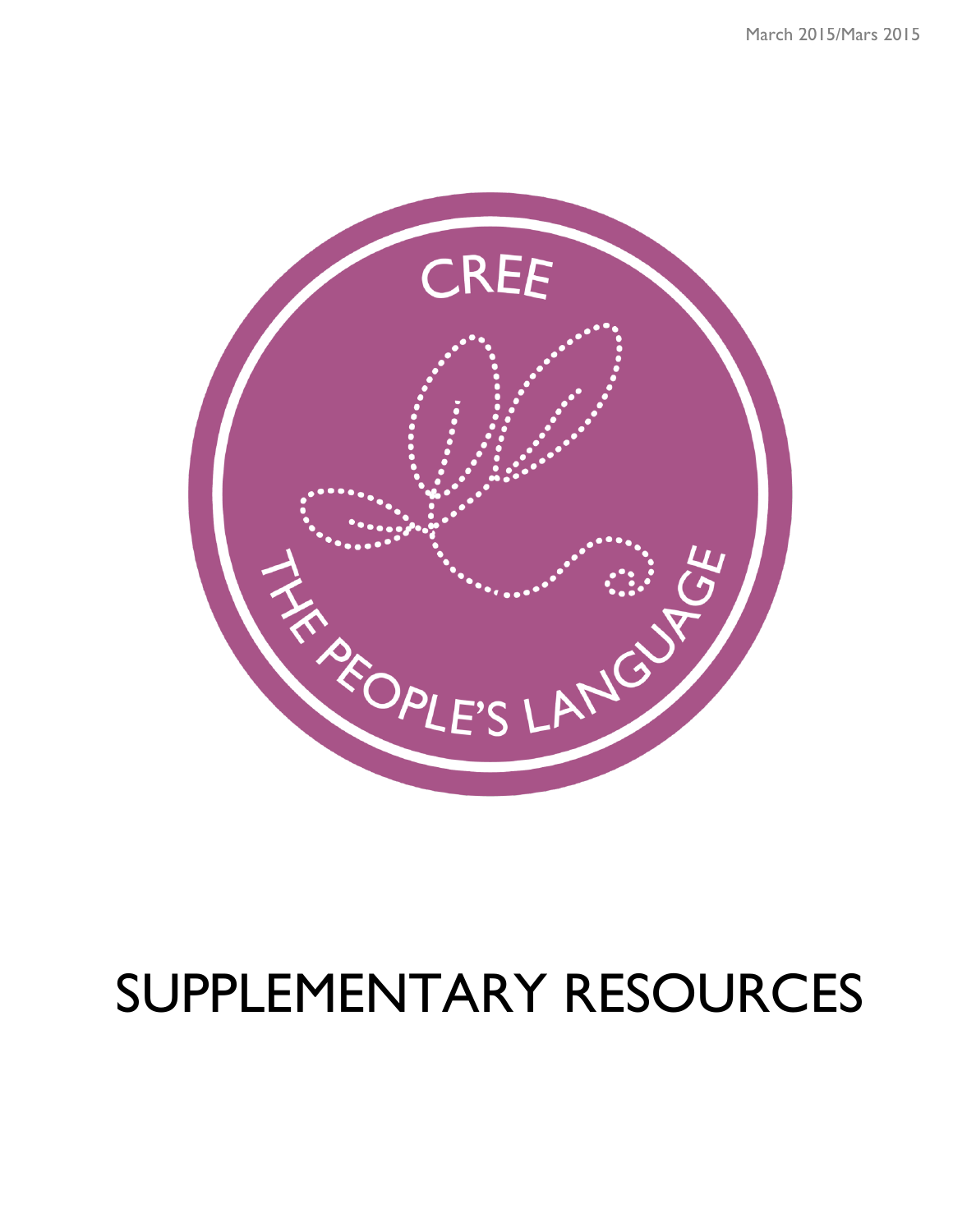March 2015/Mars 2015

CREE

THE PEOPLE'S LANGUAGE

# SUPPLEMENTARY RESOURCES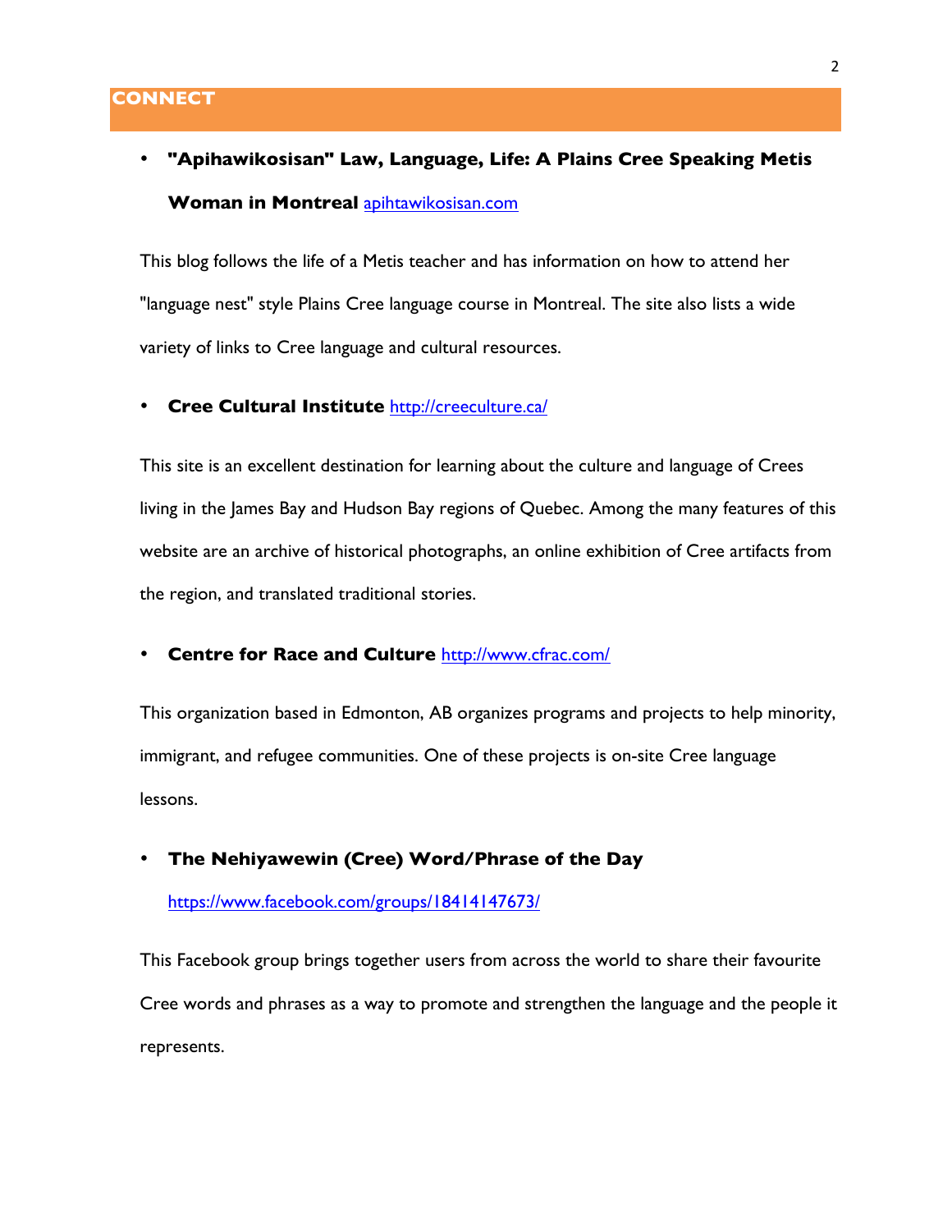## CONNECT

- **"Apihawikosisan" Law, Language, Life: A Plains Cree Speaking Metis Woman in Montreal** [apihtawikosisan.com](apihtawikosisan.com)

This blog follows the life of a Metis teacher and has information on how to attend her "language nest" style Plains Cree language course in Montreal. The site also lists a wide variety of links to Cree language and cultural resources.

- **Cree Cultural Institute** [http://creeculture.ca/](http://creeculture.ca/)

This site is an excellent destination for learning about the culture and language of Crees living in the James Bay and Hudson Bay regions of Quebec. Among the many features of this website are an archive of historical photographs, an online exhibition of Cree artifacts from the region, and translated traditional stories.

- **Centre for Race and Culture** [http://www.cfrac.com/](http://www.cfrac.com/)

This organization based in Edmonton, AB organizes programs and projects to help minority, immigrant, and refugee communities. One of these projects is on-site Cree language lessons.

- **The Nehiyawewin (Cree) Word/Phrase of the Day** [https://www.facebook.com/groups/18414147673/](https://www.facebook.com/groups/18414147673/)

This Facebook group brings together users from across the world to share their favourite Cree words and phrases as a way to promote and strengthen the language and the people it represents.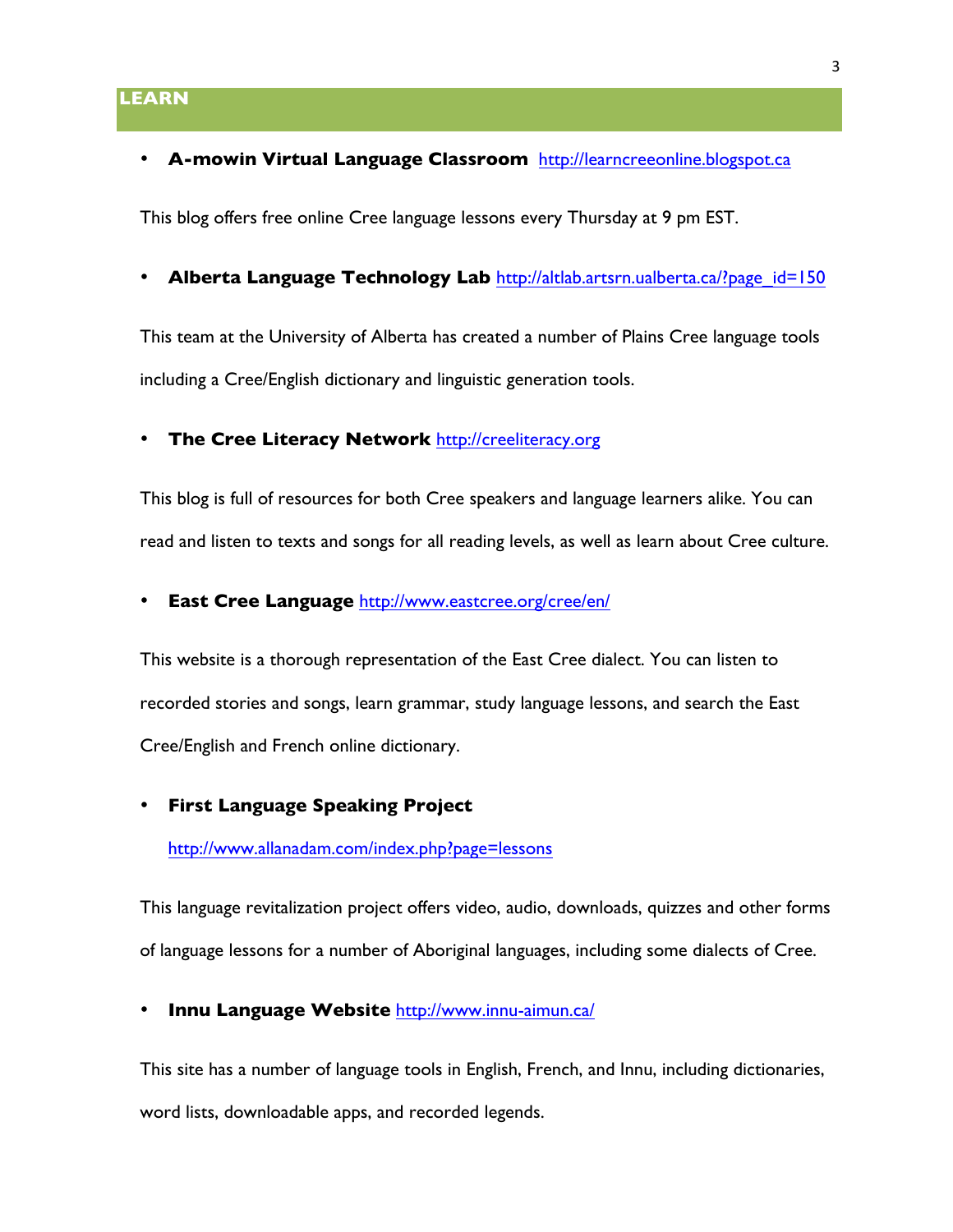## LEARN

- **A-mowin Virtual Language Classroom** http://learncreeonline.blogspot.ca

This blog offers free online Cree language lessons every Thursday at 9 pm EST.

- **Alberta Language Technology Lab** http://altlab.artsrn.ualberta.ca/?page_id=150

This team at the University of Alberta has created a number of Plains Cree language tools including a Cree/English dictionary and linguistic generation tools.

- **The Cree Literacy Network** http://creeliteracy.org

This blog is full of resources for both Cree speakers and language learners alike. You can read and listen to texts and songs for all reading levels, as well as learn about Cree culture.

- **East Cree Language** http://www.eastcree.org/cree/en/

This website is a thorough representation of the East Cree dialect. You can listen to recorded stories and songs, learn grammar, study language lessons, and search the East Cree/English and French online dictionary.

- **First Language Speaking Project**

  http://www.allanadam.com/index.php?page=lessons

This language revitalization project offers video, audio, downloads, quizzes and other forms of language lessons for a number of Aboriginal languages, including some dialects of Cree.

- **Innu Language Website** http://www.innu-aimun.ca/

This site has a number of language tools in English, French, and Innu, including dictionaries, word lists, downloadable apps, and recorded legends.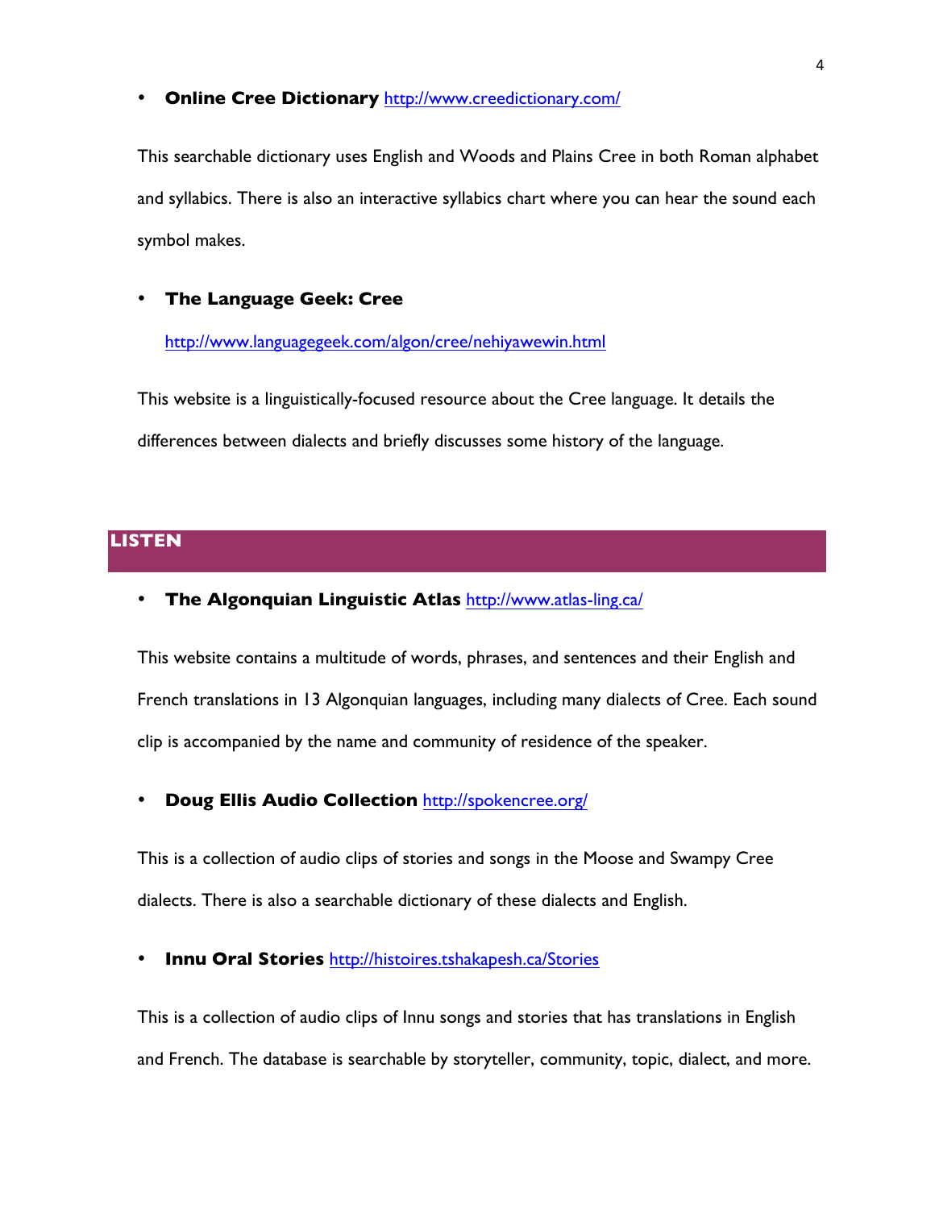- **Online Cree Dictionary** [http://www.creedictionary.com/](http://www.creedictionary.com/)

This searchable dictionary uses English and Woods and Plains Cree in both Roman alphabet and syllabics. There is also an interactive syllabics chart where you can hear the sound each symbol makes.

- **The Language Geek: Cree**

  [http://www.languagegeek.com/algon/cree/nehiyawewin.html](http://www.languagegeek.com/algon/cree/nehiyawewin.html)

This website is a linguistically-focused resource about the Cree language. It details the differences between dialects and briefly discusses some history of the language.

## LISTEN

- **The Algonquian Linguistic Atlas** [http://www.atlas-ling.ca/](http://www.atlas-ling.ca/)

This website contains a multitude of words, phrases, and sentences and their English and French translations in 13 Algonquian languages, including many dialects of Cree. Each sound clip is accompanied by the name and community of residence of the speaker.

- **Doug Ellis Audio Collection** [http://spokencree.org/](http://spokencree.org/)

This is a collection of audio clips of stories and songs in the Moose and Swampy Cree dialects. There is also a searchable dictionary of these dialects and English.

- **Innu Oral Stories** [http://histoires.tshakapesh.ca/Stories](http://histoires.tshakapesh.ca/Stories)

This is a collection of audio clips of Innu songs and stories that has translations in English and French. The database is searchable by storyteller, community, topic, dialect, and more.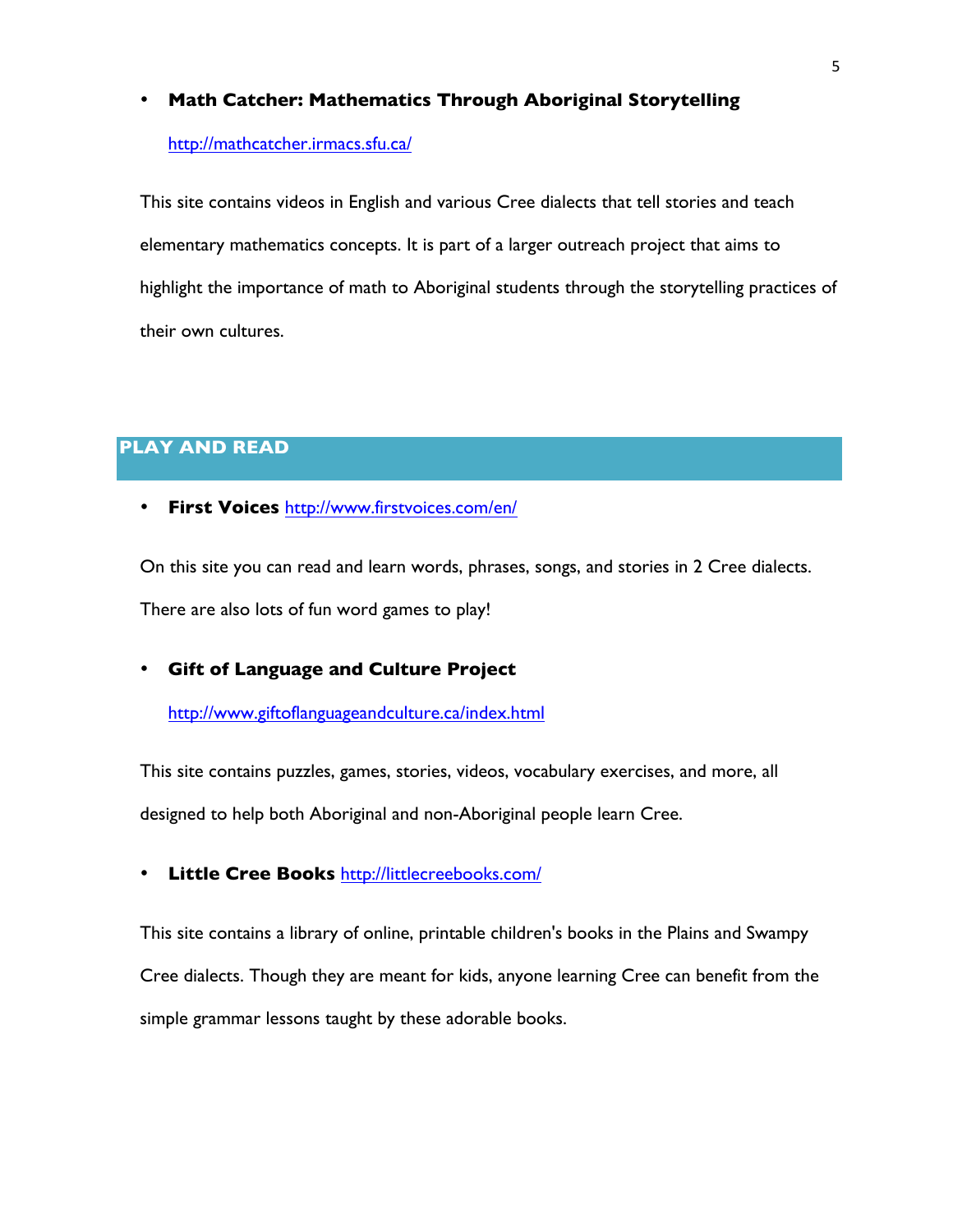- **Math Catcher: Mathematics Through Aboriginal Storytelling**

  http://mathcatcher.irmacs.sfu.ca/

This site contains videos in English and various Cree dialects that tell stories and teach elementary mathematics concepts. It is part of a larger outreach project that aims to highlight the importance of math to Aboriginal students through the storytelling practices of their own cultures.

## PLAY AND READ

- **First Voices** http://www.firstvoices.com/en/

On this site you can read and learn words, phrases, songs, and stories in 2 Cree dialects. There are also lots of fun word games to play!

- **Gift of Language and Culture Project**

  http://www.giftoflanguageandculture.ca/index.html

This site contains puzzles, games, stories, videos, vocabulary exercises, and more, all designed to help both Aboriginal and non-Aboriginal people learn Cree.

- **Little Cree Books** http://littlecreebooks.com/

This site contains a library of online, printable children's books in the Plains and Swampy Cree dialects. Though they are meant for kids, anyone learning Cree can benefit from the simple grammar lessons taught by these adorable books.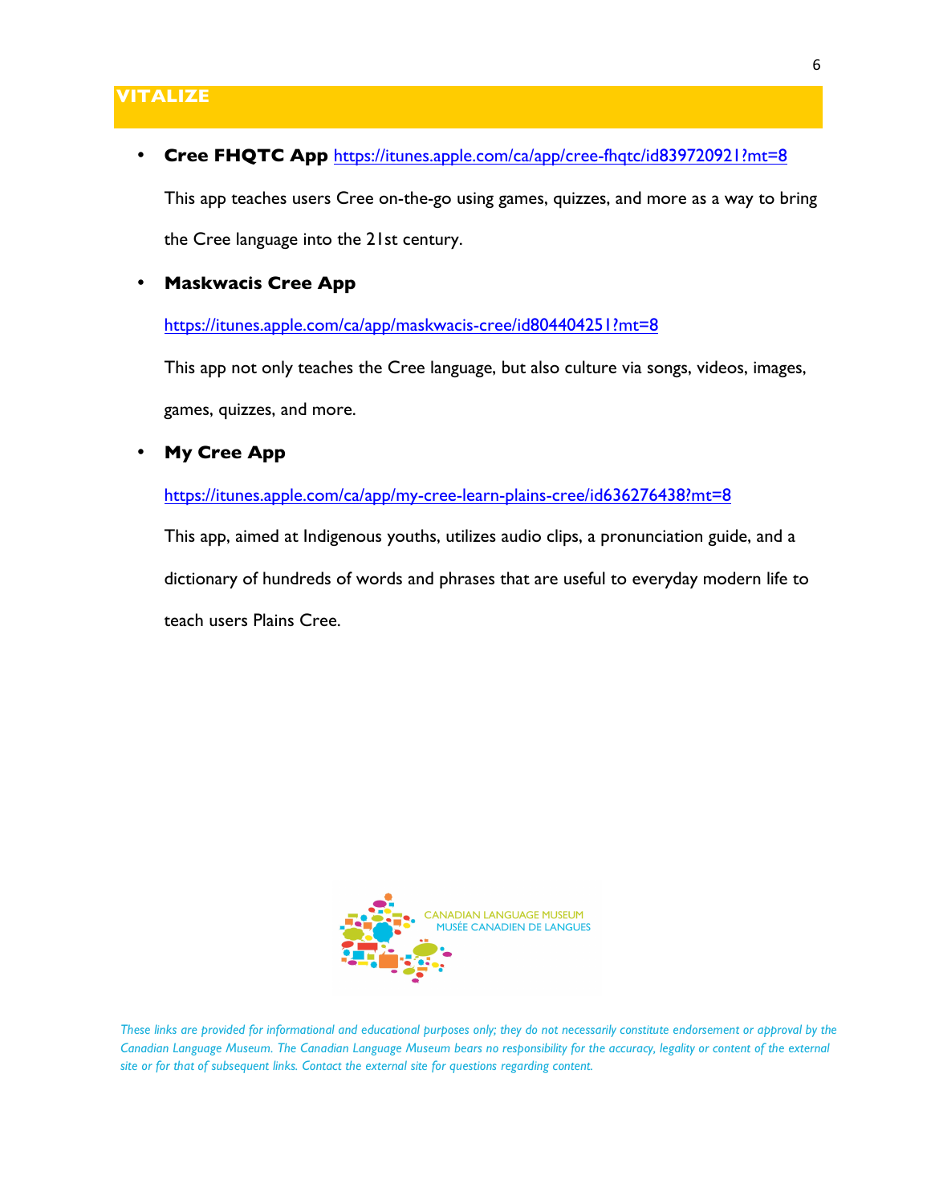## VITALIZE

- **Cree FHQTC App** https://itunes.apple.com/ca/app/cree-fhqtc/id839720921?mt=8

  This app teaches users Cree on-the-go using games, quizzes, and more as a way to bring the Cree language into the 21st century.

- **Maskwacis Cree App**

  https://itunes.apple.com/ca/app/maskwacis-cree/id804404251?mt=8

  This app not only teaches the Cree language, but also culture via songs, videos, images, games, quizzes, and more.

- **My Cree App**

  https://itunes.apple.com/ca/app/my-cree-learn-plains-cree/id636276438?mt=8

  This app, aimed at Indigenous youths, utilizes audio clips, a pronunciation guide, and a dictionary of hundreds of words and phrases that are useful to everyday modern life to teach users Plains Cree.

CANADIAN LANGUAGE MUSEUM
MUSÉE CANADIEN DE LANGUES

*These links are provided for informational and educational purposes only; they do not necessarily constitute endorsement or approval by the Canadian Language Museum. The Canadian Language Museum bears no responsibility for the accuracy, legality or content of the external site or for that of subsequent links. Contact the external site for questions regarding content.*